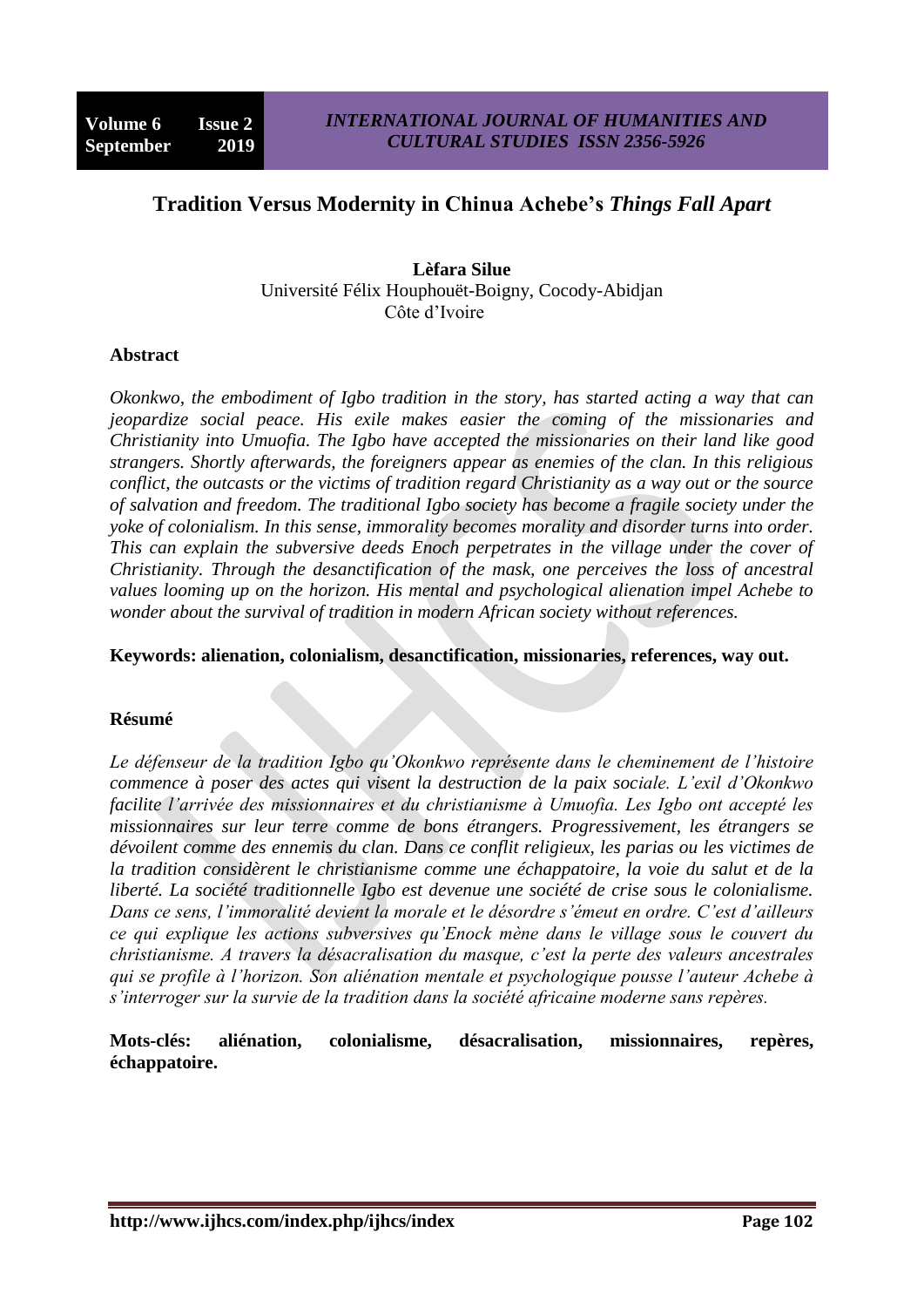# Tradition Versus Modernity in Chinua Achebe's *Things Fall Apart*

**Lèfara Silue**
Université Félix Houphouët-Boigny, Cocody-Abidjan
Côte d'Ivoire

## Abstract

*Okonkwo, the embodiment of Igbo tradition in the story, has started acting a way that can jeopardize social peace. His exile makes easier the coming of the missionaries and Christianity into Umuofia. The Igbo have accepted the missionaries on their land like good strangers. Shortly afterwards, the foreigners appear as enemies of the clan. In this religious conflict, the outcasts or the victims of tradition regard Christianity as a way out or the source of salvation and freedom. The traditional Igbo society has become a fragile society under the yoke of colonialism. In this sense, immorality becomes morality and disorder turns into order. This can explain the subversive deeds Enoch perpetrates in the village under the cover of Christianity. Through the desanctification of the mask, one perceives the loss of ancestral values looming up on the horizon. His mental and psychological alienation impel Achebe to wonder about the survival of tradition in modern African society without references.*

**Keywords: alienation, colonialism, desanctification, missionaries, references, way out.**

## Résumé

*Le défenseur de la tradition Igbo qu'Okonkwo représente dans le cheminement de l'histoire commence à poser des actes qui visent la destruction de la paix sociale. L'exil d'Okonkwo facilite l'arrivée des missionnaires et du christianisme à Umuofia. Les Igbo ont accepté les missionnaires sur leur terre comme de bons étrangers. Progressivement, les étrangers se dévoilent comme des ennemis du clan. Dans ce conflit religieux, les parias ou les victimes de la tradition considèrent le christianisme comme une échappatoire, la voie du salut et de la liberté. La société traditionnelle Igbo est devenue une société de crise sous le colonialisme. Dans ce sens, l'immoralité devient la morale et le désordre s'émeut en ordre. C'est d'ailleurs ce qui explique les actions subversives qu'Enock mène dans le village sous le couvert du christianisme. A travers la désacralisation du masque, c'est la perte des valeurs ancestrales qui se profile à l'horizon. Son aliénation mentale et psychologique pousse l'auteur Achebe à s'interroger sur la survie de la tradition dans la société africaine moderne sans repères.*

**Mots-clés: aliénation, colonialisme, désacralisation, missionnaires, repères, échappatoire.**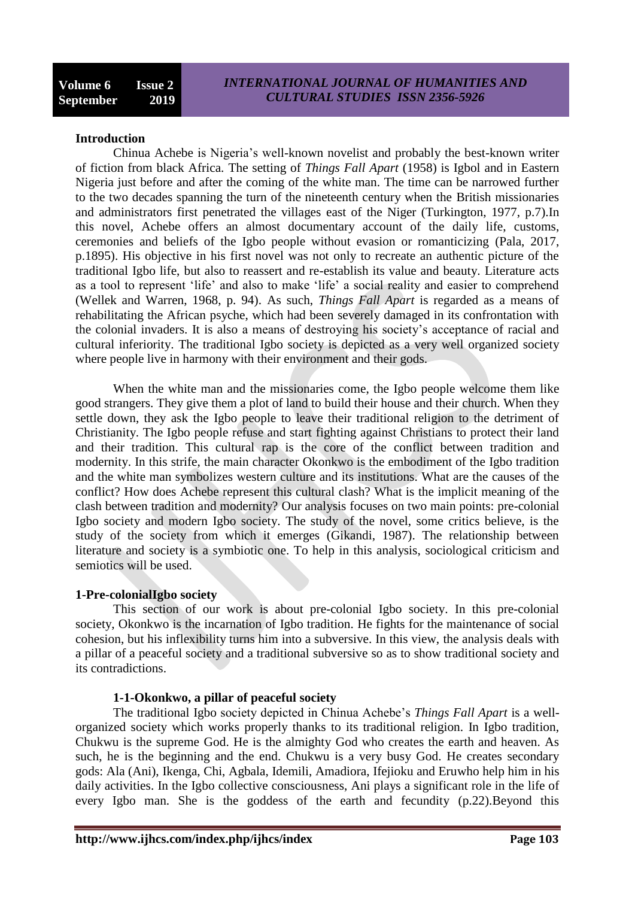## Introduction

Chinua Achebe is Nigeria's well-known novelist and probably the best-known writer of fiction from black Africa. The setting of *Things Fall Apart* (1958) is Igbol and in Eastern Nigeria just before and after the coming of the white man. The time can be narrowed further to the two decades spanning the turn of the nineteenth century when the British missionaries and administrators first penetrated the villages east of the Niger (Turkington, 1977, p.7).In this novel, Achebe offers an almost documentary account of the daily life, customs, ceremonies and beliefs of the Igbo people without evasion or romanticizing (Pala, 2017, p.1895). His objective in his first novel was not only to recreate an authentic picture of the traditional Igbo life, but also to reassert and re-establish its value and beauty. Literature acts as a tool to represent 'life' and also to make 'life' a social reality and easier to comprehend (Wellek and Warren, 1968, p. 94). As such, *Things Fall Apart* is regarded as a means of rehabilitating the African psyche, which had been severely damaged in its confrontation with the colonial invaders. It is also a means of destroying his society's acceptance of racial and cultural inferiority. The traditional Igbo society is depicted as a very well organized society where people live in harmony with their environment and their gods.

When the white man and the missionaries come, the Igbo people welcome them like good strangers. They give them a plot of land to build their house and their church. When they settle down, they ask the Igbo people to leave their traditional religion to the detriment of Christianity. The Igbo people refuse and start fighting against Christians to protect their land and their tradition. This cultural rap is the core of the conflict between tradition and modernity. In this strife, the main character Okonkwo is the embodiment of the Igbo tradition and the white man symbolizes western culture and its institutions. What are the causes of the conflict? How does Achebe represent this cultural clash? What is the implicit meaning of the clash between tradition and modernity? Our analysis focuses on two main points: pre-colonial Igbo society and modern Igbo society. The study of the novel, some critics believe, is the study of the society from which it emerges (Gikandi, 1987). The relationship between literature and society is a symbiotic one. To help in this analysis, sociological criticism and semiotics will be used.

## 1-Pre-colonialIgbo society

This section of our work is about pre-colonial Igbo society. In this pre-colonial society, Okonkwo is the incarnation of Igbo tradition. He fights for the maintenance of social cohesion, but his inflexibility turns him into a subversive. In this view, the analysis deals with a pillar of a peaceful society and a traditional subversive so as to show traditional society and its contradictions.

### 1-1-Okonkwo, a pillar of peaceful society

The traditional Igbo society depicted in Chinua Achebe's *Things Fall Apart* is a well-organized society which works properly thanks to its traditional religion. In Igbo tradition, Chukwu is the supreme God. He is the almighty God who creates the earth and heaven. As such, he is the beginning and the end. Chukwu is a very busy God. He creates secondary gods: Ala (Ani), Ikenga, Chi, Agbala, Idemili, Amadiora, Ifejioku and Eruwho help him in his daily activities. In the Igbo collective consciousness, Ani plays a significant role in the life of every Igbo man. She is the goddess of the earth and fecundity (p.22).Beyond this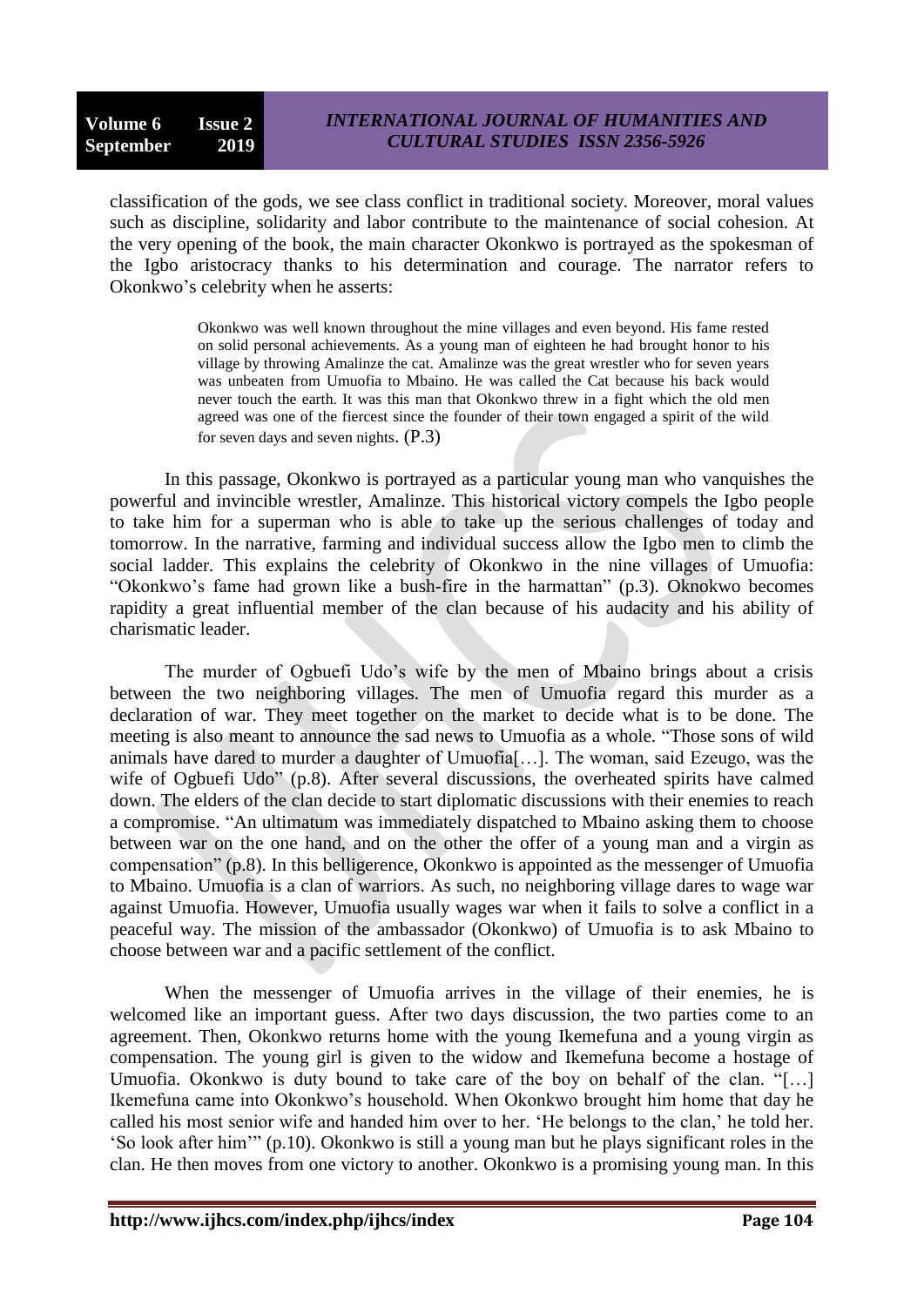classification of the gods, we see class conflict in traditional society. Moreover, moral values such as discipline, solidarity and labor contribute to the maintenance of social cohesion. At the very opening of the book, the main character Okonkwo is portrayed as the spokesman of the Igbo aristocracy thanks to his determination and courage. The narrator refers to Okonkwo's celebrity when he asserts:

> Okonkwo was well known throughout the mine villages and even beyond. His fame rested on solid personal achievements. As a young man of eighteen he had brought honor to his village by throwing Amalinze the cat. Amalinze was the great wrestler who for seven years was unbeaten from Umuofia to Mbaino. He was called the Cat because his back would never touch the earth. It was this man that Okonkwo threw in a fight which the old men agreed was one of the fiercest since the founder of their town engaged a spirit of the wild for seven days and seven nights. (P.3)

In this passage, Okonkwo is portrayed as a particular young man who vanquishes the powerful and invincible wrestler, Amalinze. This historical victory compels the Igbo people to take him for a superman who is able to take up the serious challenges of today and tomorrow. In the narrative, farming and individual success allow the Igbo men to climb the social ladder. This explains the celebrity of Okonkwo in the nine villages of Umuofia: "Okonkwo's fame had grown like a bush-fire in the harmattan" (p.3). Oknokwo becomes rapidity a great influential member of the clan because of his audacity and his ability of charismatic leader.

The murder of Ogbuefi Udo's wife by the men of Mbaino brings about a crisis between the two neighboring villages. The men of Umuofia regard this murder as a declaration of war. They meet together on the market to decide what is to be done. The meeting is also meant to announce the sad news to Umuofia as a whole. "Those sons of wild animals have dared to murder a daughter of Umuofia[…]. The woman, said Ezeugo, was the wife of Ogbuefi Udo" (p.8). After several discussions, the overheated spirits have calmed down. The elders of the clan decide to start diplomatic discussions with their enemies to reach a compromise. "An ultimatum was immediately dispatched to Mbaino asking them to choose between war on the one hand, and on the other the offer of a young man and a virgin as compensation" (p.8). In this belligerence, Okonkwo is appointed as the messenger of Umuofia to Mbaino. Umuofia is a clan of warriors. As such, no neighboring village dares to wage war against Umuofia. However, Umuofia usually wages war when it fails to solve a conflict in a peaceful way. The mission of the ambassador (Okonkwo) of Umuofia is to ask Mbaino to choose between war and a pacific settlement of the conflict.

When the messenger of Umuofia arrives in the village of their enemies, he is welcomed like an important guess. After two days discussion, the two parties come to an agreement. Then, Okonkwo returns home with the young Ikemefuna and a young virgin as compensation. The young girl is given to the widow and Ikemefuna become a hostage of Umuofia. Okonkwo is duty bound to take care of the boy on behalf of the clan. "[…] Ikemefuna came into Okonkwo's household. When Okonkwo brought him home that day he called his most senior wife and handed him over to her. 'He belongs to the clan,' he told her. 'So look after him'" (p.10). Okonkwo is still a young man but he plays significant roles in the clan. He then moves from one victory to another. Okonkwo is a promising young man. In this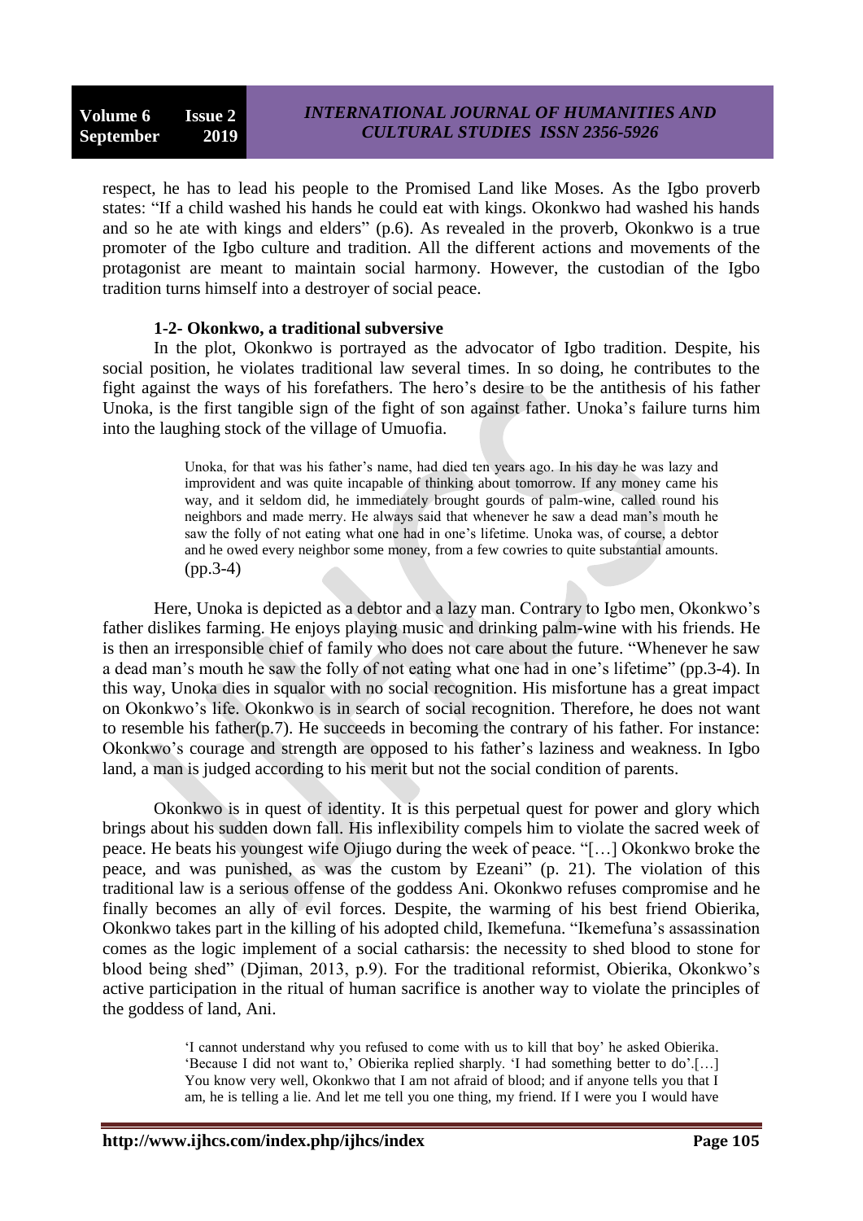respect, he has to lead his people to the Promised Land like Moses. As the Igbo proverb states: "If a child washed his hands he could eat with kings. Okonkwo had washed his hands and so he ate with kings and elders" (p.6). As revealed in the proverb, Okonkwo is a true promoter of the Igbo culture and tradition. All the different actions and movements of the protagonist are meant to maintain social harmony. However, the custodian of the Igbo tradition turns himself into a destroyer of social peace.

### 1-2- Okonkwo, a traditional subversive

In the plot, Okonkwo is portrayed as the advocator of Igbo tradition. Despite, his social position, he violates traditional law several times. In so doing, he contributes to the fight against the ways of his forefathers. The hero's desire to be the antithesis of his father Unoka, is the first tangible sign of the fight of son against father. Unoka's failure turns him into the laughing stock of the village of Umuofia.

> Unoka, for that was his father's name, had died ten years ago. In his day he was lazy and improvident and was quite incapable of thinking about tomorrow. If any money came his way, and it seldom did, he immediately brought gourds of palm-wine, called round his neighbors and made merry. He always said that whenever he saw a dead man's mouth he saw the folly of not eating what one had in one's lifetime. Unoka was, of course, a debtor and he owed every neighbor some money, from a few cowries to quite substantial amounts. (pp.3-4)

Here, Unoka is depicted as a debtor and a lazy man. Contrary to Igbo men, Okonkwo's father dislikes farming. He enjoys playing music and drinking palm-wine with his friends. He is then an irresponsible chief of family who does not care about the future. "Whenever he saw a dead man's mouth he saw the folly of not eating what one had in one's lifetime" (pp.3-4). In this way, Unoka dies in squalor with no social recognition. His misfortune has a great impact on Okonkwo's life. Okonkwo is in search of social recognition. Therefore, he does not want to resemble his father(p.7). He succeeds in becoming the contrary of his father. For instance: Okonkwo's courage and strength are opposed to his father's laziness and weakness. In Igbo land, a man is judged according to his merit but not the social condition of parents.

Okonkwo is in quest of identity. It is this perpetual quest for power and glory which brings about his sudden down fall. His inflexibility compels him to violate the sacred week of peace. He beats his youngest wife Ojiugo during the week of peace. "[…] Okonkwo broke the peace, and was punished, as was the custom by Ezeani" (p. 21). The violation of this traditional law is a serious offense of the goddess Ani. Okonkwo refuses compromise and he finally becomes an ally of evil forces. Despite, the warming of his best friend Obierika, Okonkwo takes part in the killing of his adopted child, Ikemefuna. "Ikemefuna's assassination comes as the logic implement of a social catharsis: the necessity to shed blood to stone for blood being shed" (Djiman, 2013, p.9). For the traditional reformist, Obierika, Okonkwo's active participation in the ritual of human sacrifice is another way to violate the principles of the goddess of land, Ani.

> 'I cannot understand why you refused to come with us to kill that boy' he asked Obierika. 'Because I did not want to,' Obierika replied sharply. 'I had something better to do'.[…] You know very well, Okonkwo that I am not afraid of blood; and if anyone tells you that I am, he is telling a lie. And let me tell you one thing, my friend. If I were you I would have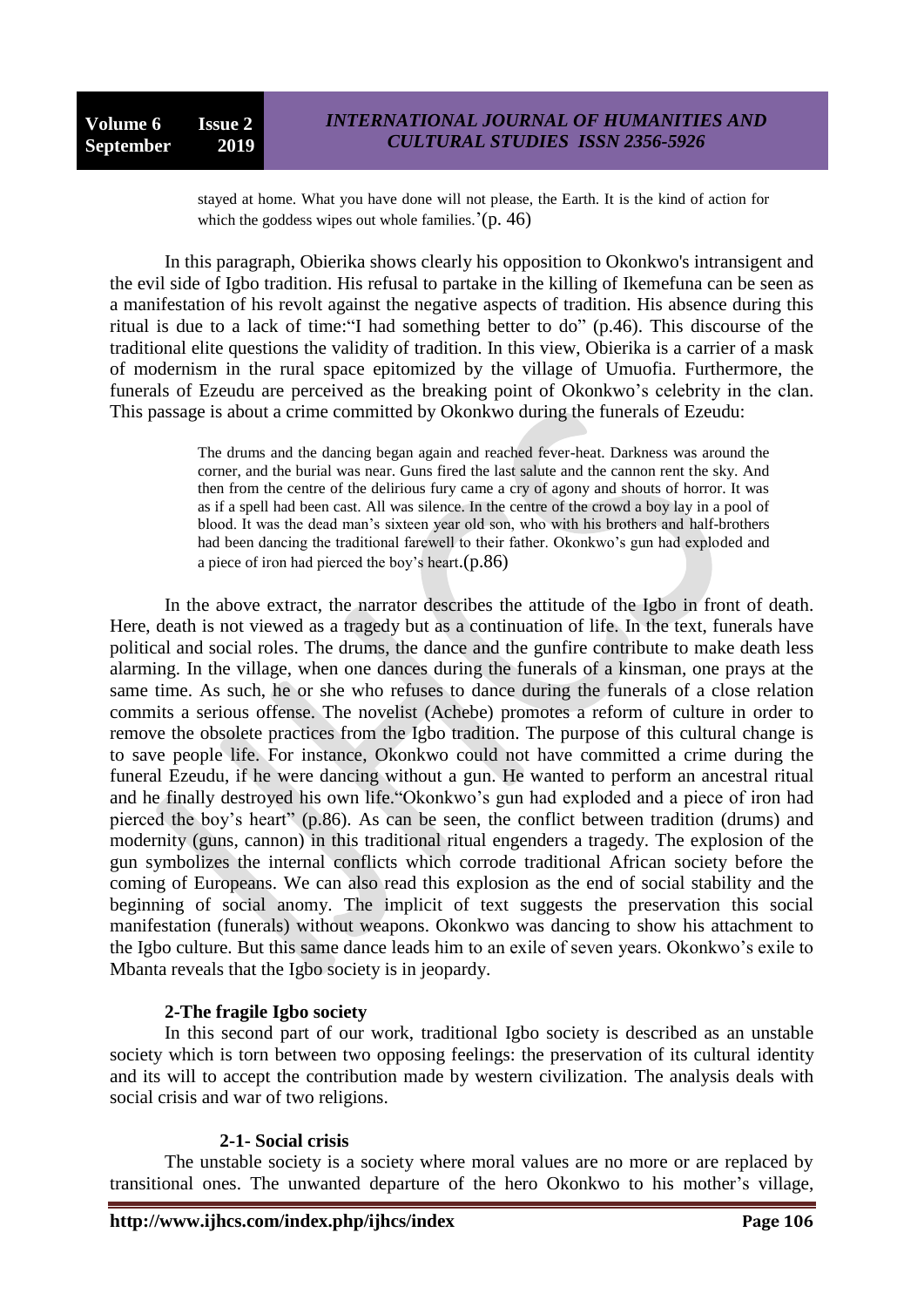> stayed at home. What you have done will not please, the Earth. It is the kind of action for which the goddess wipes out whole families.'(p. 46)

In this paragraph, Obierika shows clearly his opposition to Okonkwo's intransigent and the evil side of Igbo tradition. His refusal to partake in the killing of Ikemefuna can be seen as a manifestation of his revolt against the negative aspects of tradition. His absence during this ritual is due to a lack of time:"I had something better to do" (p.46). This discourse of the traditional elite questions the validity of tradition. In this view, Obierika is a carrier of a mask of modernism in the rural space epitomized by the village of Umuofia. Furthermore, the funerals of Ezeudu are perceived as the breaking point of Okonkwo's celebrity in the clan. This passage is about a crime committed by Okonkwo during the funerals of Ezeudu:

> The drums and the dancing began again and reached fever-heat. Darkness was around the corner, and the burial was near. Guns fired the last salute and the cannon rent the sky. And then from the centre of the delirious fury came a cry of agony and shouts of horror. It was as if a spell had been cast. All was silence. In the centre of the crowd a boy lay in a pool of blood. It was the dead man's sixteen year old son, who with his brothers and half-brothers had been dancing the traditional farewell to their father. Okonkwo's gun had exploded and a piece of iron had pierced the boy's heart.(p.86)

In the above extract, the narrator describes the attitude of the Igbo in front of death. Here, death is not viewed as a tragedy but as a continuation of life. In the text, funerals have political and social roles. The drums, the dance and the gunfire contribute to make death less alarming. In the village, when one dances during the funerals of a kinsman, one prays at the same time. As such, he or she who refuses to dance during the funerals of a close relation commits a serious offense. The novelist (Achebe) promotes a reform of culture in order to remove the obsolete practices from the Igbo tradition. The purpose of this cultural change is to save people life. For instance, Okonkwo could not have committed a crime during the funeral Ezeudu, if he were dancing without a gun. He wanted to perform an ancestral ritual and he finally destroyed his own life."Okonkwo's gun had exploded and a piece of iron had pierced the boy's heart" (p.86). As can be seen, the conflict between tradition (drums) and modernity (guns, cannon) in this traditional ritual engenders a tragedy. The explosion of the gun symbolizes the internal conflicts which corrode traditional African society before the coming of Europeans. We can also read this explosion as the end of social stability and the beginning of social anomy. The implicit of text suggests the preservation this social manifestation (funerals) without weapons. Okonkwo was dancing to show his attachment to the Igbo culture. But this same dance leads him to an exile of seven years. Okonkwo's exile to Mbanta reveals that the Igbo society is in jeopardy.

## 2-The fragile Igbo society

In this second part of our work, traditional Igbo society is described as an unstable society which is torn between two opposing feelings: the preservation of its cultural identity and its will to accept the contribution made by western civilization. The analysis deals with social crisis and war of two religions.

### 2-1- Social crisis

The unstable society is a society where moral values are no more or are replaced by transitional ones. The unwanted departure of the hero Okonkwo to his mother's village,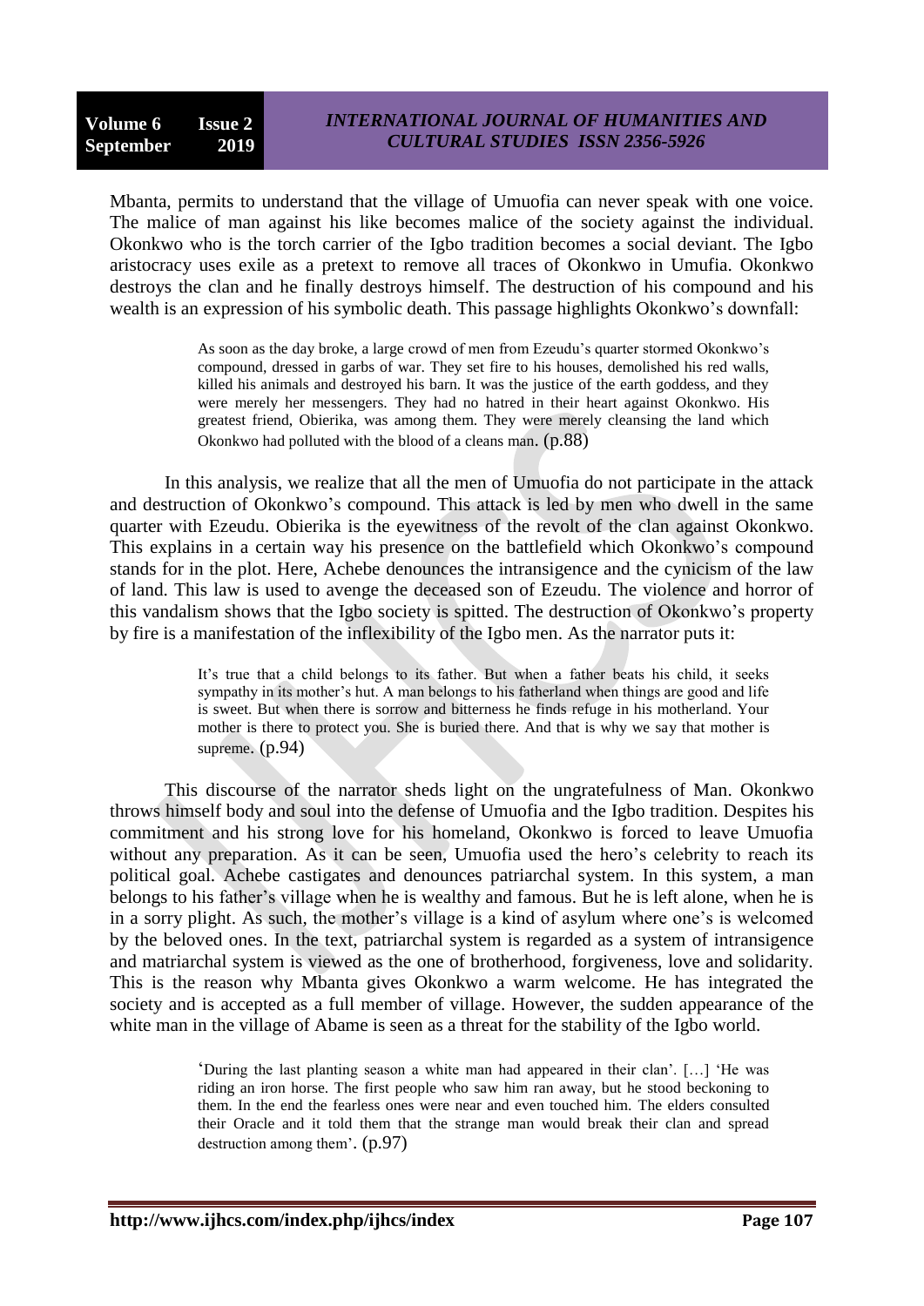Mbanta, permits to understand that the village of Umuofia can never speak with one voice. The malice of man against his like becomes malice of the society against the individual. Okonkwo who is the torch carrier of the Igbo tradition becomes a social deviant. The Igbo aristocracy uses exile as a pretext to remove all traces of Okonkwo in Umufia. Okonkwo destroys the clan and he finally destroys himself. The destruction of his compound and his wealth is an expression of his symbolic death. This passage highlights Okonkwo's downfall:

> As soon as the day broke, a large crowd of men from Ezeudu's quarter stormed Okonkwo's compound, dressed in garbs of war. They set fire to his houses, demolished his red walls, killed his animals and destroyed his barn. It was the justice of the earth goddess, and they were merely her messengers. They had no hatred in their heart against Okonkwo. His greatest friend, Obierika, was among them. They were merely cleansing the land which Okonkwo had polluted with the blood of a cleans man. (p.88)

In this analysis, we realize that all the men of Umuofia do not participate in the attack and destruction of Okonkwo's compound. This attack is led by men who dwell in the same quarter with Ezeudu. Obierika is the eyewitness of the revolt of the clan against Okonkwo. This explains in a certain way his presence on the battlefield which Okonkwo's compound stands for in the plot. Here, Achebe denounces the intransigence and the cynicism of the law of land. This law is used to avenge the deceased son of Ezeudu. The violence and horror of this vandalism shows that the Igbo society is spitted. The destruction of Okonkwo's property by fire is a manifestation of the inflexibility of the Igbo men. As the narrator puts it:

> It's true that a child belongs to its father. But when a father beats his child, it seeks sympathy in its mother's hut. A man belongs to his fatherland when things are good and life is sweet. But when there is sorrow and bitterness he finds refuge in his motherland. Your mother is there to protect you. She is buried there. And that is why we say that mother is supreme. (p.94)

This discourse of the narrator sheds light on the ungratefulness of Man. Okonkwo throws himself body and soul into the defense of Umuofia and the Igbo tradition. Despites his commitment and his strong love for his homeland, Okonkwo is forced to leave Umuofia without any preparation. As it can be seen, Umuofia used the hero's celebrity to reach its political goal. Achebe castigates and denounces patriarchal system. In this system, a man belongs to his father's village when he is wealthy and famous. But he is left alone, when he is in a sorry plight. As such, the mother's village is a kind of asylum where one's is welcomed by the beloved ones. In the text, patriarchal system is regarded as a system of intransigence and matriarchal system is viewed as the one of brotherhood, forgiveness, love and solidarity. This is the reason why Mbanta gives Okonkwo a warm welcome. He has integrated the society and is accepted as a full member of village. However, the sudden appearance of the white man in the village of Abame is seen as a threat for the stability of the Igbo world.

> 'During the last planting season a white man had appeared in their clan'. […] 'He was riding an iron horse. The first people who saw him ran away, but he stood beckoning to them. In the end the fearless ones were near and even touched him. The elders consulted their Oracle and it told them that the strange man would break their clan and spread destruction among them'. (p.97)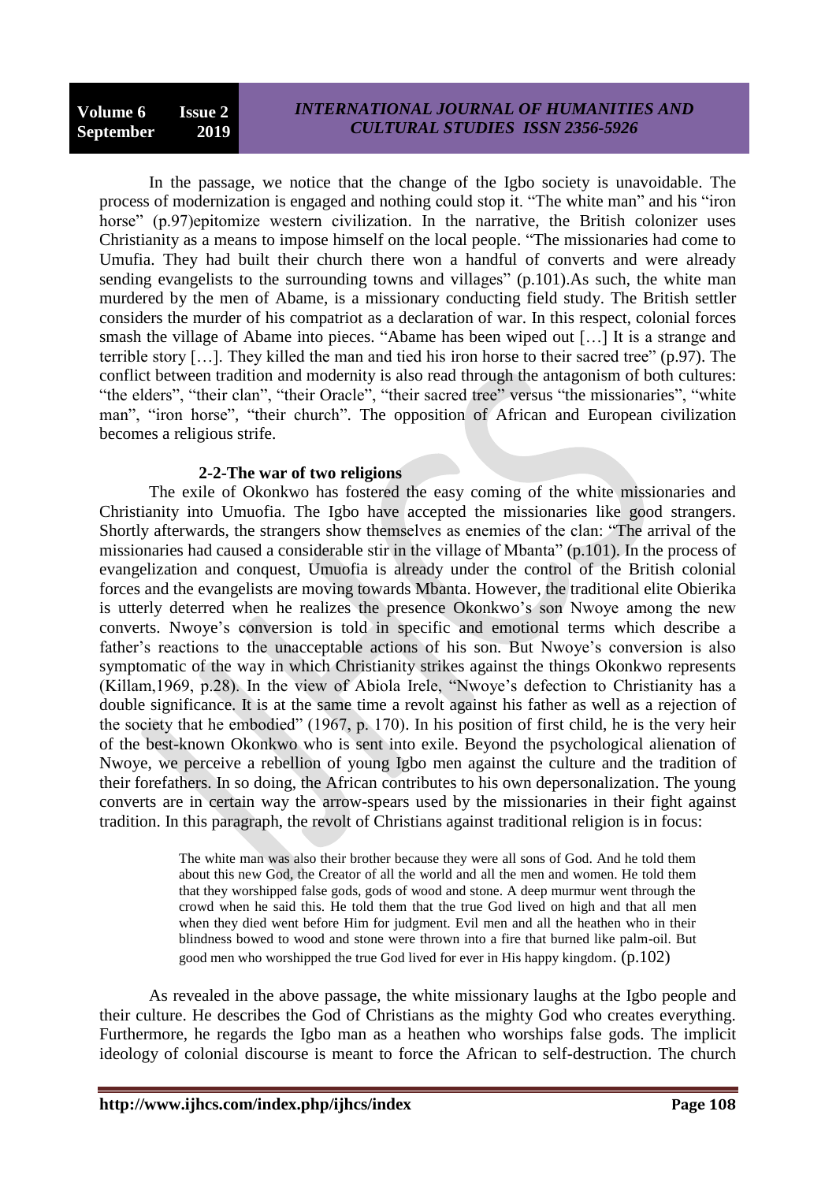In the passage, we notice that the change of the Igbo society is unavoidable. The process of modernization is engaged and nothing could stop it. "The white man" and his "iron horse" (p.97)epitomize western civilization. In the narrative, the British colonizer uses Christianity as a means to impose himself on the local people. "The missionaries had come to Umufia. They had built their church there won a handful of converts and were already sending evangelists to the surrounding towns and villages" (p.101).As such, the white man murdered by the men of Abame, is a missionary conducting field study. The British settler considers the murder of his compatriot as a declaration of war. In this respect, colonial forces smash the village of Abame into pieces. "Abame has been wiped out […] It is a strange and terrible story […]. They killed the man and tied his iron horse to their sacred tree" (p.97). The conflict between tradition and modernity is also read through the antagonism of both cultures: "the elders", "their clan", "their Oracle", "their sacred tree" versus "the missionaries", "white man", "iron horse", "their church". The opposition of African and European civilization becomes a religious strife.

### 2-2-The war of two religions

The exile of Okonkwo has fostered the easy coming of the white missionaries and Christianity into Umuofia. The Igbo have accepted the missionaries like good strangers. Shortly afterwards, the strangers show themselves as enemies of the clan: "The arrival of the missionaries had caused a considerable stir in the village of Mbanta" (p.101). In the process of evangelization and conquest, Umuofia is already under the control of the British colonial forces and the evangelists are moving towards Mbanta. However, the traditional elite Obierika is utterly deterred when he realizes the presence Okonkwo's son Nwoye among the new converts. Nwoye's conversion is told in specific and emotional terms which describe a father's reactions to the unacceptable actions of his son. But Nwoye's conversion is also symptomatic of the way in which Christianity strikes against the things Okonkwo represents (Killam,1969, p.28). In the view of Abiola Irele, "Nwoye's defection to Christianity has a double significance. It is at the same time a revolt against his father as well as a rejection of the society that he embodied" (1967, p. 170). In his position of first child, he is the very heir of the best-known Okonkwo who is sent into exile. Beyond the psychological alienation of Nwoye, we perceive a rebellion of young Igbo men against the culture and the tradition of their forefathers. In so doing, the African contributes to his own depersonalization. The young converts are in certain way the arrow-spears used by the missionaries in their fight against tradition. In this paragraph, the revolt of Christians against traditional religion is in focus:

> The white man was also their brother because they were all sons of God. And he told them about this new God, the Creator of all the world and all the men and women. He told them that they worshipped false gods, gods of wood and stone. A deep murmur went through the crowd when he said this. He told them that the true God lived on high and that all men when they died went before Him for judgment. Evil men and all the heathen who in their blindness bowed to wood and stone were thrown into a fire that burned like palm-oil. But good men who worshipped the true God lived for ever in His happy kingdom. (p.102)

As revealed in the above passage, the white missionary laughs at the Igbo people and their culture. He describes the God of Christians as the mighty God who creates everything. Furthermore, he regards the Igbo man as a heathen who worships false gods. The implicit ideology of colonial discourse is meant to force the African to self-destruction. The church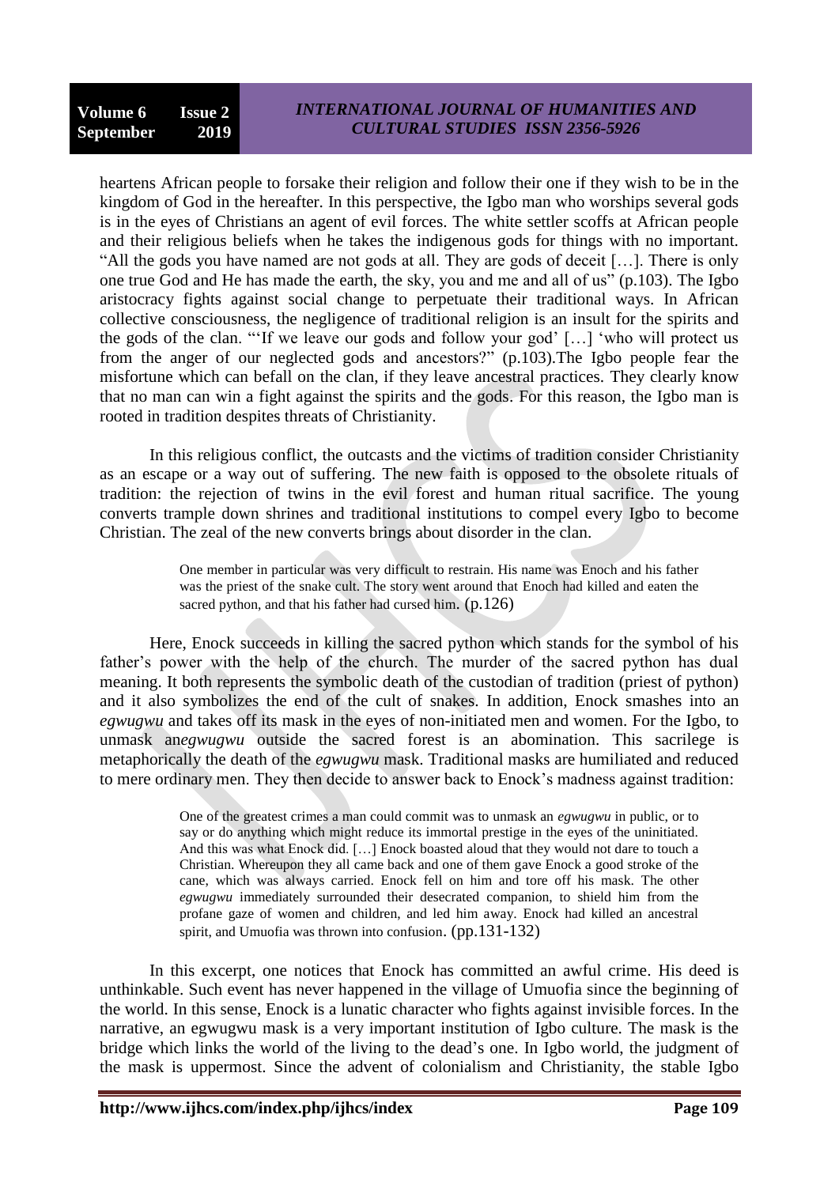heartens African people to forsake their religion and follow their one if they wish to be in the kingdom of God in the hereafter. In this perspective, the Igbo man who worships several gods is in the eyes of Christians an agent of evil forces. The white settler scoffs at African people and their religious beliefs when he takes the indigenous gods for things with no important. “All the gods you have named are not gods at all. They are gods of deceit […]. There is only one true God and He has made the earth, the sky, you and me and all of us” (p.103). The Igbo aristocracy fights against social change to perpetuate their traditional ways. In African collective consciousness, the negligence of traditional religion is an insult for the spirits and the gods of the clan. “‘If we leave our gods and follow your god’ […] ‘who will protect us from the anger of our neglected gods and ancestors?” (p.103).The Igbo people fear the misfortune which can befall on the clan, if they leave ancestral practices. They clearly know that no man can win a fight against the spirits and the gods. For this reason, the Igbo man is rooted in tradition despites threats of Christianity.

In this religious conflict, the outcasts and the victims of tradition consider Christianity as an escape or a way out of suffering. The new faith is opposed to the obsolete rituals of tradition: the rejection of twins in the evil forest and human ritual sacrifice. The young converts trample down shrines and traditional institutions to compel every Igbo to become Christian. The zeal of the new converts brings about disorder in the clan.

> One member in particular was very difficult to restrain. His name was Enoch and his father was the priest of the snake cult. The story went around that Enoch had killed and eaten the sacred python, and that his father had cursed him. (p.126)

Here, Enock succeeds in killing the sacred python which stands for the symbol of his father’s power with the help of the church. The murder of the sacred python has dual meaning. It both represents the symbolic death of the custodian of tradition (priest of python) and it also symbolizes the end of the cult of snakes. In addition, Enock smashes into an *egwugwu* and takes off its mask in the eyes of non-initiated men and women. For the Igbo, to unmask an*egwugwu* outside the sacred forest is an abomination. This sacrilege is metaphorically the death of the *egwugwu* mask. Traditional masks are humiliated and reduced to mere ordinary men. They then decide to answer back to Enock’s madness against tradition:

> One of the greatest crimes a man could commit was to unmask an *egwugwu* in public, or to say or do anything which might reduce its immortal prestige in the eyes of the uninitiated. And this was what Enoch did. […] Enoch boasted aloud that they would not dare to touch a Christian. Whereupon they all came back and one of them gave Enoch a good stroke of the cane, which was always carried. Enoch fell on him and tore off his mask. The other *egwugwu* immediately surrounded their desecrated companion, to shield him from the profane gaze of women and children, and led him away. Enoch had killed an ancestral spirit, and Umuofia was thrown into confusion. (pp.131-132)

In this excerpt, one notices that Enock has committed an awful crime. His deed is unthinkable. Such event has never happened in the village of Umuofia since the beginning of the world. In this sense, Enock is a lunatic character who fights against invisible forces. In the narrative, an egwugwu mask is a very important institution of Igbo culture. The mask is the bridge which links the world of the living to the dead’s one. In Igbo world, the judgment of the mask is uppermost. Since the advent of colonialism and Christianity, the stable Igbo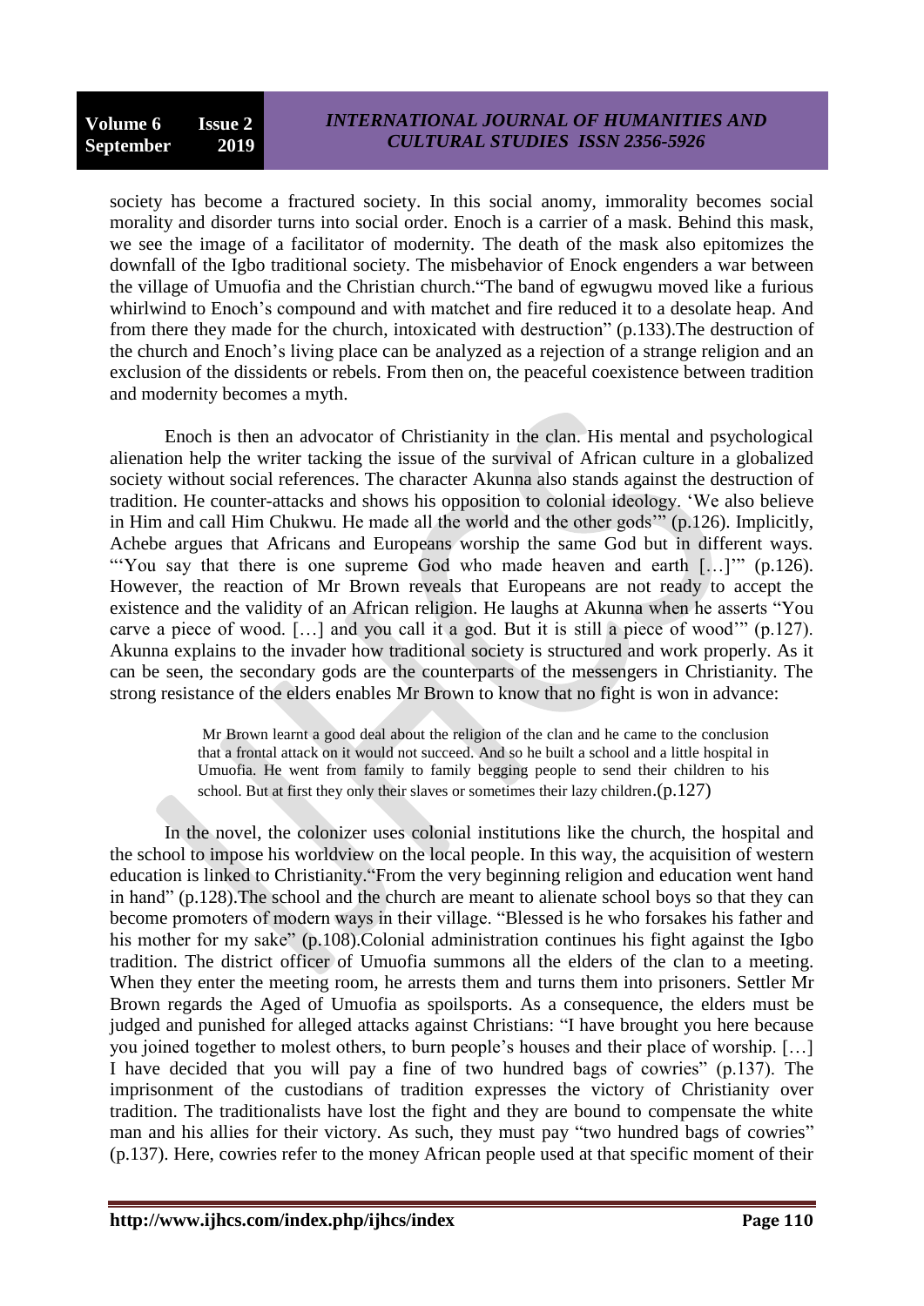society has become a fractured society. In this social anomy, immorality becomes social morality and disorder turns into social order. Enoch is a carrier of a mask. Behind this mask, we see the image of a facilitator of modernity. The death of the mask also epitomizes the downfall of the Igbo traditional society. The misbehavior of Enock engenders a war between the village of Umuofia and the Christian church."The band of egwugwu moved like a furious whirlwind to Enoch's compound and with matchet and fire reduced it to a desolate heap. And from there they made for the church, intoxicated with destruction" (p.133).The destruction of the church and Enoch's living place can be analyzed as a rejection of a strange religion and an exclusion of the dissidents or rebels. From then on, the peaceful coexistence between tradition and modernity becomes a myth.

Enoch is then an advocator of Christianity in the clan. His mental and psychological alienation help the writer tacking the issue of the survival of African culture in a globalized society without social references. The character Akunna also stands against the destruction of tradition. He counter-attacks and shows his opposition to colonial ideology. 'We also believe in Him and call Him Chukwu. He made all the world and the other gods'" (p.126). Implicitly, Achebe argues that Africans and Europeans worship the same God but in different ways. "'You say that there is one supreme God who made heaven and earth […]'" (p.126). However, the reaction of Mr Brown reveals that Europeans are not ready to accept the existence and the validity of an African religion. He laughs at Akunna when he asserts "You carve a piece of wood. […] and you call it a god. But it is still a piece of wood'" (p.127). Akunna explains to the invader how traditional society is structured and work properly. As it can be seen, the secondary gods are the counterparts of the messengers in Christianity. The strong resistance of the elders enables Mr Brown to know that no fight is won in advance:

> Mr Brown learnt a good deal about the religion of the clan and he came to the conclusion that a frontal attack on it would not succeed. And so he built a school and a little hospital in Umuofia. He went from family to family begging people to send their children to his school. But at first they only their slaves or sometimes their lazy children.(p.127)

In the novel, the colonizer uses colonial institutions like the church, the hospital and the school to impose his worldview on the local people. In this way, the acquisition of western education is linked to Christianity."From the very beginning religion and education went hand in hand" (p.128).The school and the church are meant to alienate school boys so that they can become promoters of modern ways in their village. "Blessed is he who forsakes his father and his mother for my sake" (p.108).Colonial administration continues his fight against the Igbo tradition. The district officer of Umuofia summons all the elders of the clan to a meeting. When they enter the meeting room, he arrests them and turns them into prisoners. Settler Mr Brown regards the Aged of Umuofia as spoilsports. As a consequence, the elders must be judged and punished for alleged attacks against Christians: "I have brought you here because you joined together to molest others, to burn people's houses and their place of worship. […] I have decided that you will pay a fine of two hundred bags of cowries" (p.137). The imprisonment of the custodians of tradition expresses the victory of Christianity over tradition. The traditionalists have lost the fight and they are bound to compensate the white man and his allies for their victory. As such, they must pay "two hundred bags of cowries" (p.137). Here, cowries refer to the money African people used at that specific moment of their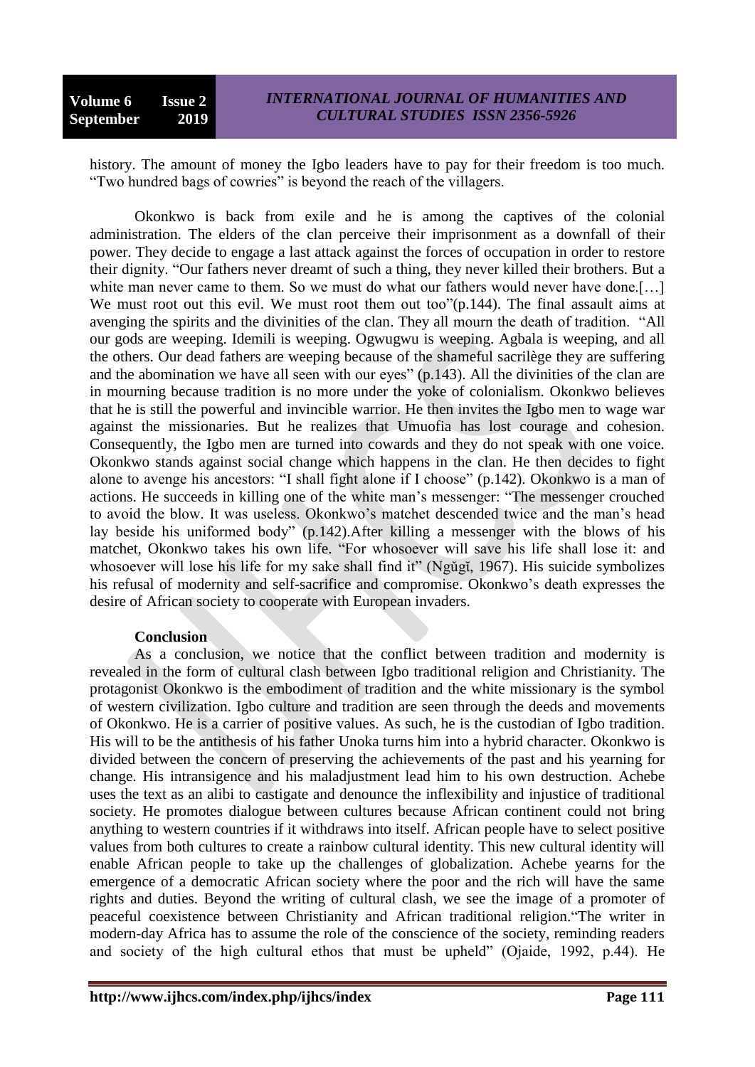history. The amount of money the Igbo leaders have to pay for their freedom is too much. "Two hundred bags of cowries" is beyond the reach of the villagers.

Okonkwo is back from exile and he is among the captives of the colonial administration. The elders of the clan perceive their imprisonment as a downfall of their power. They decide to engage a last attack against the forces of occupation in order to restore their dignity. "Our fathers never dreamt of such a thing, they never killed their brothers. But a white man never came to them. So we must do what our fathers would never have done.[…] We must root out this evil. We must root them out too"(p.144). The final assault aims at avenging the spirits and the divinities of the clan. They all mourn the death of tradition. "All our gods are weeping. Idemili is weeping. Ogwugwu is weeping. Agbala is weeping, and all the others. Our dead fathers are weeping because of the shameful sacrilège they are suffering and the abomination we have all seen with our eyes" (p.143). All the divinities of the clan are in mourning because tradition is no more under the yoke of colonialism. Okonkwo believes that he is still the powerful and invincible warrior. He then invites the Igbo men to wage war against the missionaries. But he realizes that Umuofia has lost courage and cohesion. Consequently, the Igbo men are turned into cowards and they do not speak with one voice. Okonkwo stands against social change which happens in the clan. He then decides to fight alone to avenge his ancestors: "I shall fight alone if I choose" (p.142). Okonkwo is a man of actions. He succeeds in killing one of the white man's messenger: "The messenger crouched to avoid the blow. It was useless. Okonkwo's matchet descended twice and the man's head lay beside his uniformed body" (p.142).After killing a messenger with the blows of his matchet, Okonkwo takes his own life. "For whosoever will save his life shall lose it: and whosoever will lose his life for my sake shall find it" (Ngŭgĭ, 1967). His suicide symbolizes his refusal of modernity and self-sacrifice and compromise. Okonkwo's death expresses the desire of African society to cooperate with European invaders.

**Conclusion**

As a conclusion, we notice that the conflict between tradition and modernity is revealed in the form of cultural clash between Igbo traditional religion and Christianity. The protagonist Okonkwo is the embodiment of tradition and the white missionary is the symbol of western civilization. Igbo culture and tradition are seen through the deeds and movements of Okonkwo. He is a carrier of positive values. As such, he is the custodian of Igbo tradition. His will to be the antithesis of his father Unoka turns him into a hybrid character. Okonkwo is divided between the concern of preserving the achievements of the past and his yearning for change. His intransigence and his maladjustment lead him to his own destruction. Achebe uses the text as an alibi to castigate and denounce the inflexibility and injustice of traditional society. He promotes dialogue between cultures because African continent could not bring anything to western countries if it withdraws into itself. African people have to select positive values from both cultures to create a rainbow cultural identity. This new cultural identity will enable African people to take up the challenges of globalization. Achebe yearns for the emergence of a democratic African society where the poor and the rich will have the same rights and duties. Beyond the writing of cultural clash, we see the image of a promoter of peaceful coexistence between Christianity and African traditional religion."The writer in modern-day Africa has to assume the role of the conscience of the society, reminding readers and society of the high cultural ethos that must be upheld" (Ojaide, 1992, p.44). He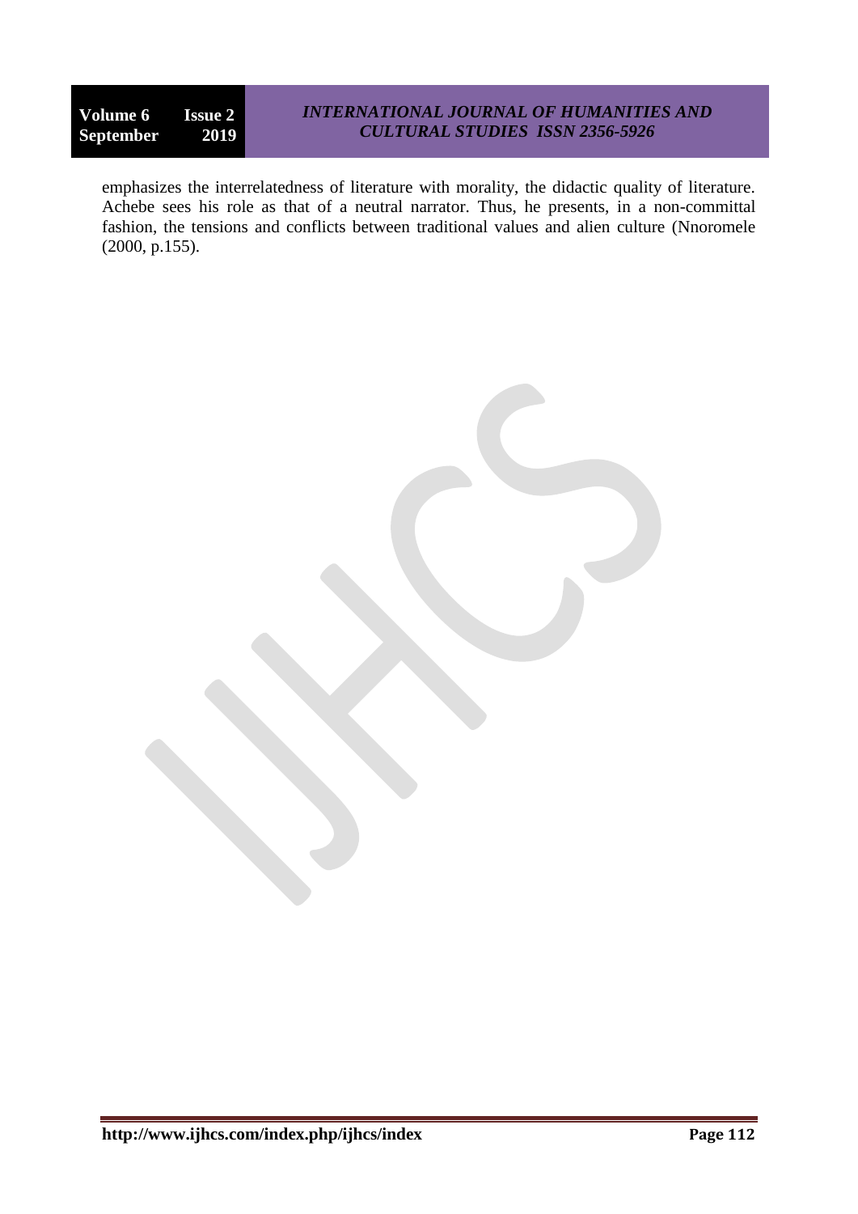emphasizes the interrelatedness of literature with morality, the didactic quality of literature. Achebe sees his role as that of a neutral narrator. Thus, he presents, in a non-committal fashion, the tensions and conflicts between traditional values and alien culture (Nnoromele (2000, p.155).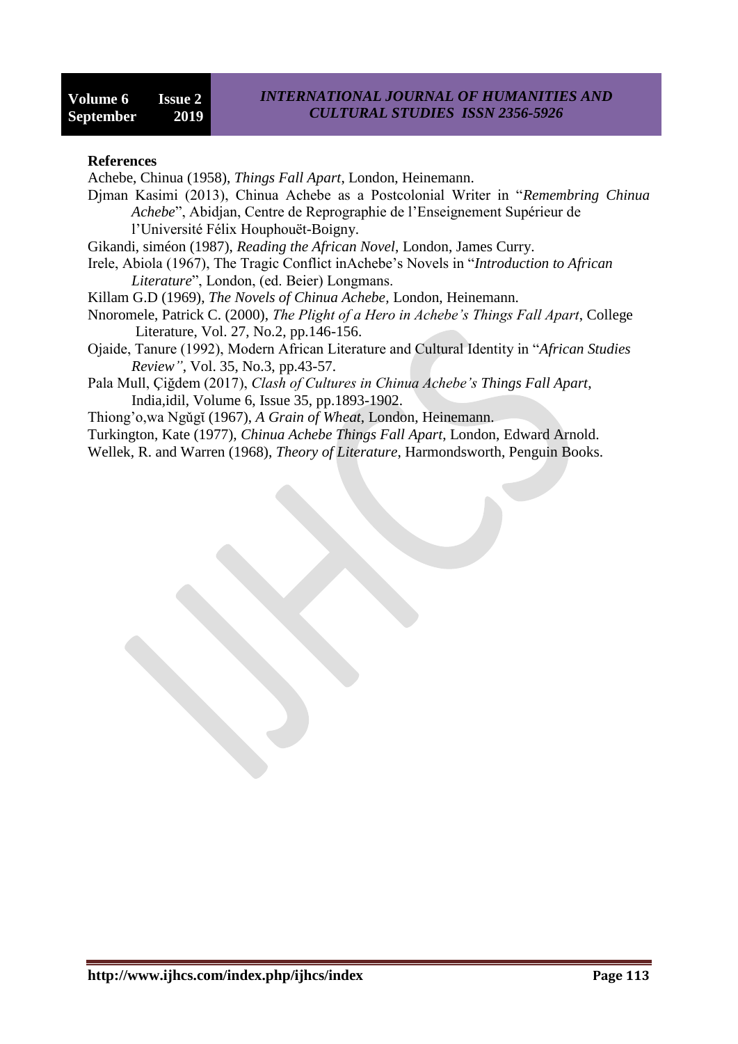**References**

Achebe, Chinua (1958), *Things Fall Apart*, London, Heinemann.

Djman Kasimi (2013), Chinua Achebe as a Postcolonial Writer in "*Remembring Chinua Achebe*", Abidjan, Centre de Reprographie de l'Enseignement Supérieur de l'Université Félix Houphouët-Boigny.

Gikandi, siméon (1987), *Reading the African Novel*, London, James Curry.

Irele, Abiola (1967), The Tragic Conflict inAchebe's Novels in "*Introduction to African Literature*", London, (ed. Beier) Longmans.

Killam G.D (1969), *The Novels of Chinua Achebe*, London, Heinemann.

Nnoromele, Patrick C. (2000), *The Plight of a Hero in Achebe's Things Fall Apart*, College Literature, Vol. 27, No.2, pp.146-156.

Ojaide, Tanure (1992), Modern African Literature and Cultural Identity in "*African Studies Review"*, Vol. 35, No.3, pp.43-57.

Pala Mull, Çiğdem (2017), *Clash of Cultures in Chinua Achebe's Things Fall Apart*, India,idil, Volume 6, Issue 35, pp.1893-1902.

Thiong'o,wa Ngŭgĩ (1967), *A Grain of Wheat*, London, Heinemann.

Turkington, Kate (1977), *Chinua Achebe Things Fall Apart*, London, Edward Arnold.

Wellek, R. and Warren (1968), *Theory of Literature*, Harmondsworth, Penguin Books.